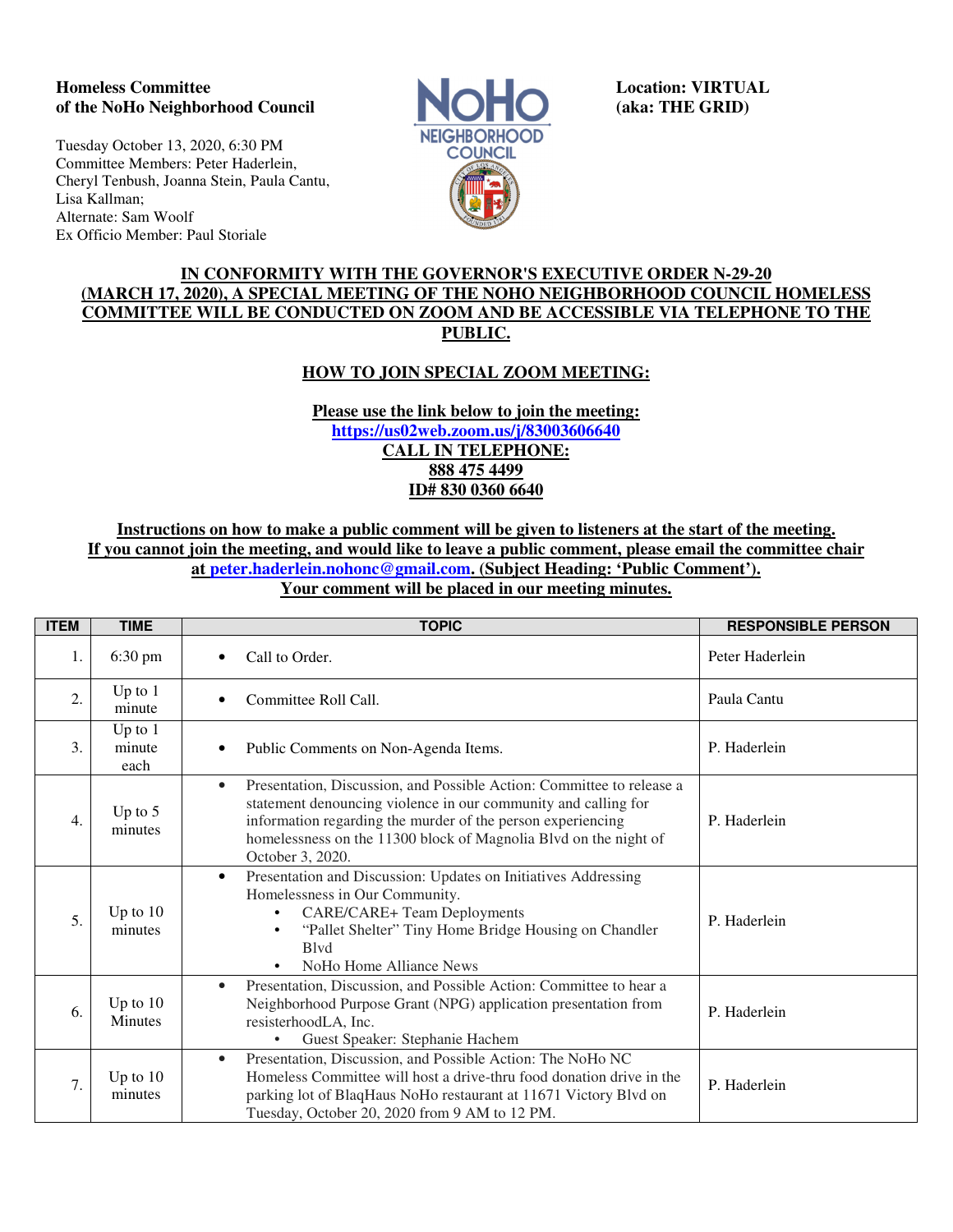**Homeless Committee**
**of the NoHo Neighborhood Council**

Tuesday October 13, 2020, 6:30 PM
Committee Members: Peter Haderlein, Cheryl Tenbush, Joanna Stein, Paula Cantu, Lisa Kallman;
Alternate: Sam Woolf
Ex Officio Member: Paul Storiale

**Location: VIRTUAL (aka: THE GRID)**

**IN CONFORMITY WITH THE GOVERNOR'S EXECUTIVE ORDER N-29-20 (MARCH 17, 2020), A SPECIAL MEETING OF THE NOHO NEIGHBORHOOD COUNCIL HOMELESS COMMITTEE WILL BE CONDUCTED ON ZOOM AND BE ACCESSIBLE VIA TELEPHONE TO THE PUBLIC.**

**HOW TO JOIN SPECIAL ZOOM MEETING:**

**Please use the link below to join the meeting:**
**https://us02web.zoom.us/j/83003606640**
**CALL IN TELEPHONE:**
**888 475 4499**
**ID# 830 0360 6640**

**Instructions on how to make a public comment will be given to listeners at the start of the meeting. If you cannot join the meeting, and would like to leave a public comment, please email the committee chair at peter.haderlein.nohonc@gmail.com. (Subject Heading: 'Public Comment'). Your comment will be placed in our meeting minutes.**

| ITEM | TIME | TOPIC | RESPONSIBLE PERSON |
|---|---|---|---|
| 1. | 6:30 pm | • Call to Order. | Peter Haderlein |
| 2. | Up to 1 minute | • Committee Roll Call. | Paula Cantu |
| 3. | Up to 1 minute each | • Public Comments on Non-Agenda Items. | P. Haderlein |
| 4. | Up to 5 minutes | • Presentation, Discussion, and Possible Action: Committee to release a statement denouncing violence in our community and calling for information regarding the murder of the person experiencing homelessness on the 11300 block of Magnolia Blvd on the night of October 3, 2020. | P. Haderlein |
| 5. | Up to 10 minutes | • Presentation and Discussion: Updates on Initiatives Addressing Homelessness in Our Community.<br>  • CARE/CARE+ Team Deployments<br>  • "Pallet Shelter" Tiny Home Bridge Housing on Chandler Blvd<br>  • NoHo Home Alliance News | P. Haderlein |
| 6. | Up to 10 Minutes | • Presentation, Discussion, and Possible Action: Committee to hear a Neighborhood Purpose Grant (NPG) application presentation from resisterhoodLA, Inc.<br>  • Guest Speaker: Stephanie Hachem | P. Haderlein |
| 7. | Up to 10 minutes | • Presentation, Discussion, and Possible Action: The NoHo NC Homeless Committee will host a drive-thru food donation drive in the parking lot of BlaqHaus NoHo restaurant at 11671 Victory Blvd on Tuesday, October 20, 2020 from 9 AM to 12 PM. | P. Haderlein |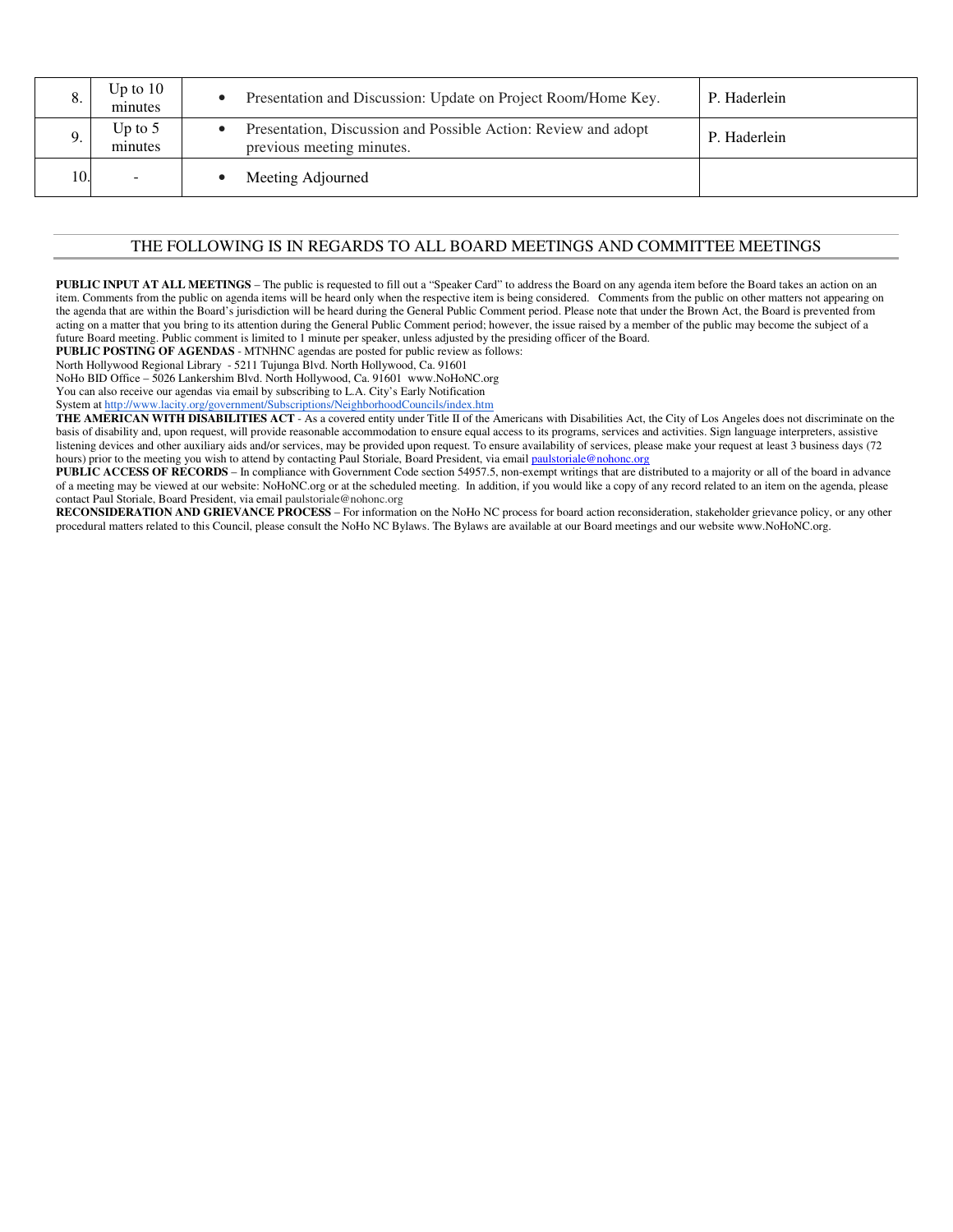| | | | |
|---|---|---|---|
| 8. | Up to 10 minutes | • Presentation and Discussion: Update on Project Room/Home Key. | P. Haderlein |
| 9. | Up to 5 minutes | • Presentation, Discussion and Possible Action: Review and adopt previous meeting minutes. | P. Haderlein |
| 10. | - | • Meeting Adjourned | |

## THE FOLLOWING IS IN REGARDS TO ALL BOARD MEETINGS AND COMMITTEE MEETINGS

**PUBLIC INPUT AT ALL MEETINGS** – The public is requested to fill out a "Speaker Card" to address the Board on any agenda item before the Board takes an action on an item. Comments from the public on agenda items will be heard only when the respective item is being considered. Comments from the public on other matters not appearing on the agenda that are within the Board's jurisdiction will be heard during the General Public Comment period. Please note that under the Brown Act, the Board is prevented from acting on a matter that you bring to its attention during the General Public Comment period; however, the issue raised by a member of the public may become the subject of a future Board meeting. Public comment is limited to 1 minute per speaker, unless adjusted by the presiding officer of the Board.

**PUBLIC POSTING OF AGENDAS** - MTNHNC agendas are posted for public review as follows:
North Hollywood Regional Library - 5211 Tujunga Blvd. North Hollywood, Ca. 91601
NoHo BID Office – 5026 Lankershim Blvd. North Hollywood, Ca. 91601 www.NoHoNC.org
You can also receive our agendas via email by subscribing to L.A. City's Early Notification
System at http://www.lacity.org/government/Subscriptions/NeighborhoodCouncils/index.htm

**THE AMERICAN WITH DISABILITIES ACT** - As a covered entity under Title II of the Americans with Disabilities Act, the City of Los Angeles does not discriminate on the basis of disability and, upon request, will provide reasonable accommodation to ensure equal access to its programs, services and activities. Sign language interpreters, assistive listening devices and other auxiliary aids and/or services, may be provided upon request. To ensure availability of services, please make your request at least 3 business days (72 hours) prior to the meeting you wish to attend by contacting Paul Storiale, Board President, via email paulstoriale@nohonc.org

**PUBLIC ACCESS OF RECORDS** – In compliance with Government Code section 54957.5, non-exempt writings that are distributed to a majority or all of the board in advance of a meeting may be viewed at our website: NoHoNC.org or at the scheduled meeting. In addition, if you would like a copy of any record related to an item on the agenda, please contact Paul Storiale, Board President, via email paulstoriale@nohonc.org

**RECONSIDERATION AND GRIEVANCE PROCESS** – For information on the NoHo NC process for board action reconsideration, stakeholder grievance policy, or any other procedural matters related to this Council, please consult the NoHo NC Bylaws. The Bylaws are available at our Board meetings and our website www.NoHoNC.org.